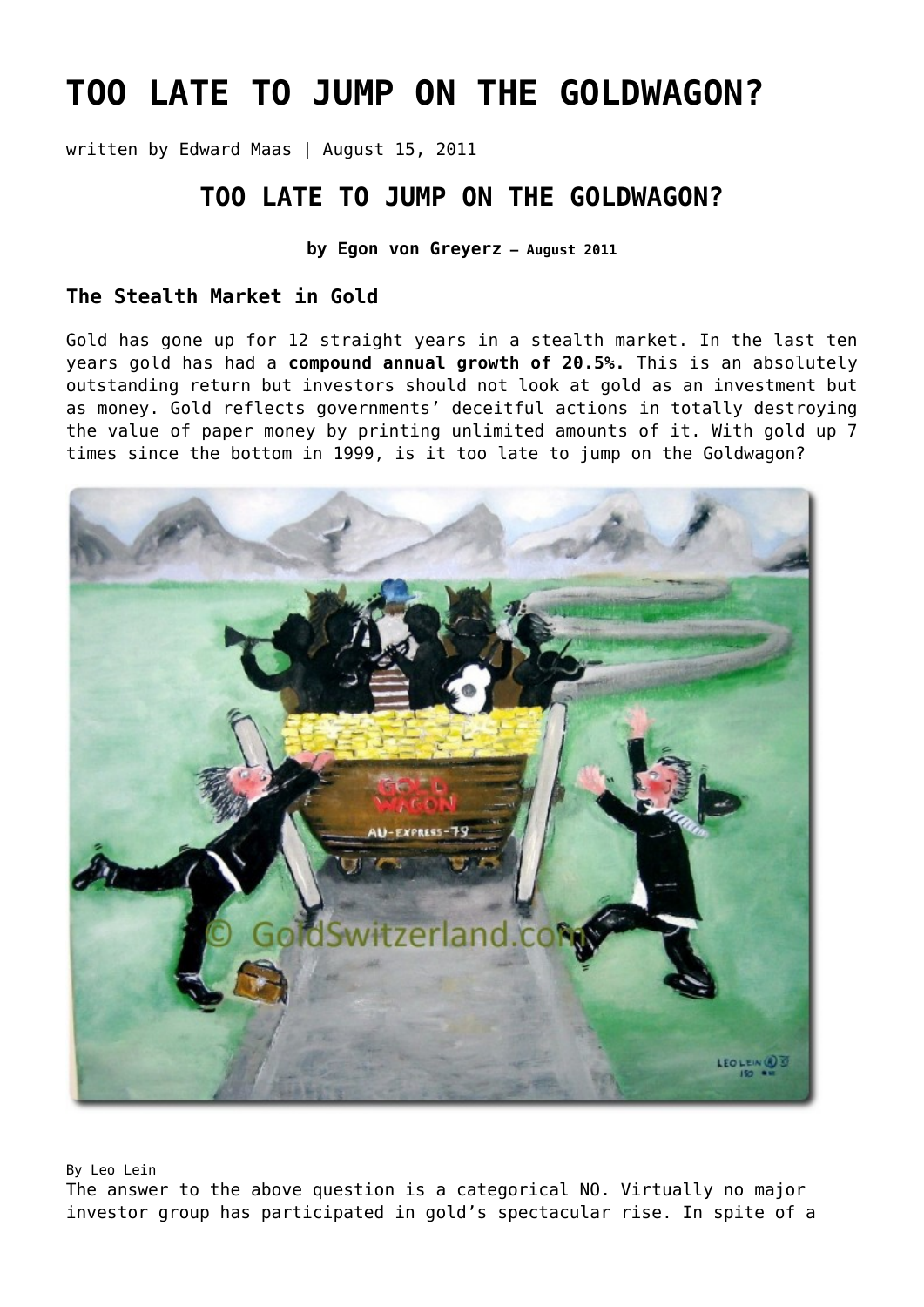# TOO LATE TO JUMP ON THE GOLDWAGON?

written by Edward Maas | August 15, 2011

## TOO LATE TO JUMP ON THE GOLDWAGON?

**by Egon von Greyerz – August 2011**

### The Stealth Market in Gold

Gold has gone up for 12 straight years in a stealth market. In the last ten years gold has had a **compound annual growth of 20.5%.** This is an absolutely outstanding return but investors should not look at gold as an investment but as money. Gold reflects governments' deceitful actions in totally destroying the value of paper money by printing unlimited amounts of it. With gold up 7 times since the bottom in 1999, is it too late to jump on the Goldwagon?

By Leo Lein

The answer to the above question is a categorical NO. Virtually no major investor group has participated in gold's spectacular rise. In spite of a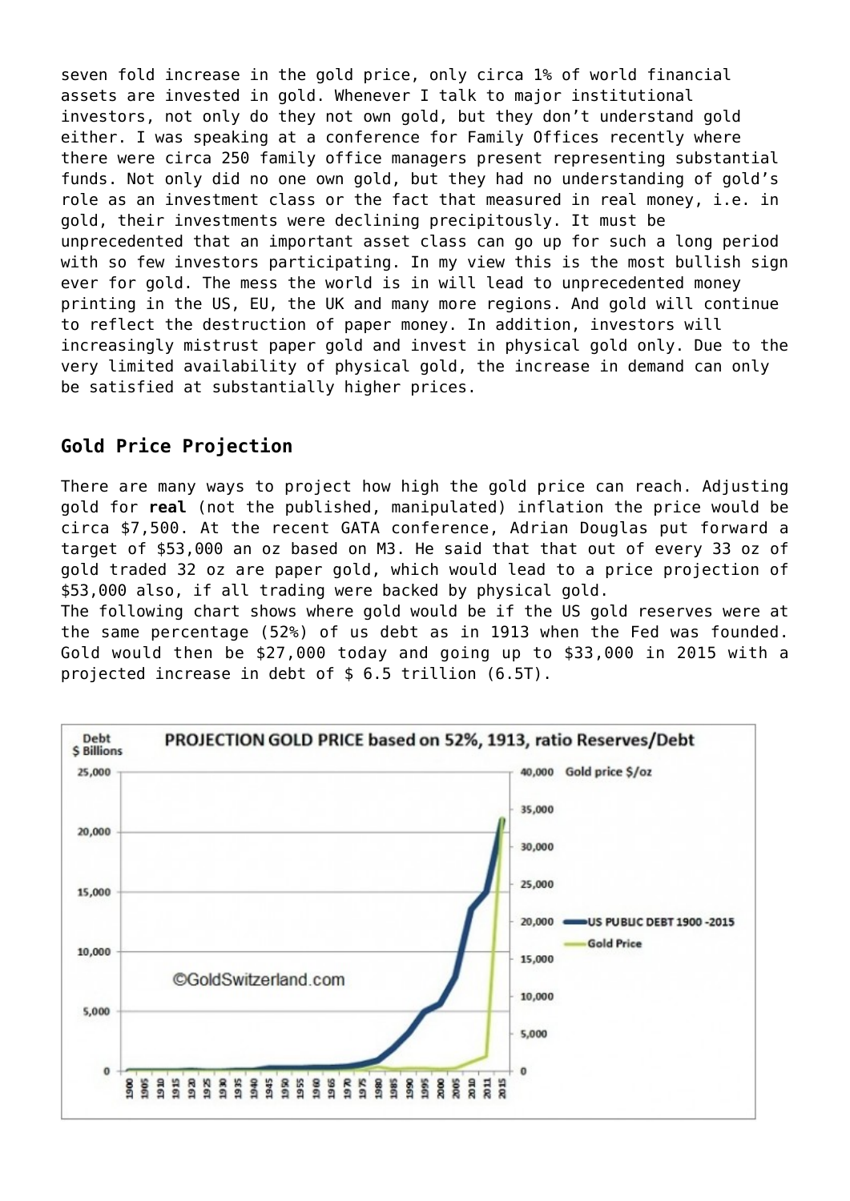seven fold increase in the gold price, only circa 1% of world financial assets are invested in gold. Whenever I talk to major institutional investors, not only do they not own gold, but they don't understand gold either. I was speaking at a conference for Family Offices recently where there were circa 250 family office managers present representing substantial funds. Not only did no one own gold, but they had no understanding of gold's role as an investment class or the fact that measured in real money, i.e. in gold, their investments were declining precipitously. It must be unprecedented that an important asset class can go up for such a long period with so few investors participating. In my view this is the most bullish sign ever for gold. The mess the world is in will lead to unprecedented money printing in the US, EU, the UK and many more regions. And gold will continue to reflect the destruction of paper money. In addition, investors will increasingly mistrust paper gold and invest in physical gold only. Due to the very limited availability of physical gold, the increase in demand can only be satisfied at substantially higher prices.

## Gold Price Projection

There are many ways to project how high the gold price can reach. Adjusting gold for **real** (not the published, manipulated) inflation the price would be circa $7,500. At the recent GATA conference, Adrian Douglas put forward a target of $53,000 an oz based on M3. He said that that out of every 33 oz of gold traded 32 oz are paper gold, which would lead to a price projection of $53,000 also, if all trading were backed by physical gold.

The following chart shows where gold would be if the US gold reserves were at the same percentage (52%) of us debt as in 1913 when the Fed was founded. Gold would then be $27,000 today and going up to $33,000 in 2015 with a projected increase in debt of $ 6.5 trillion (6.5T).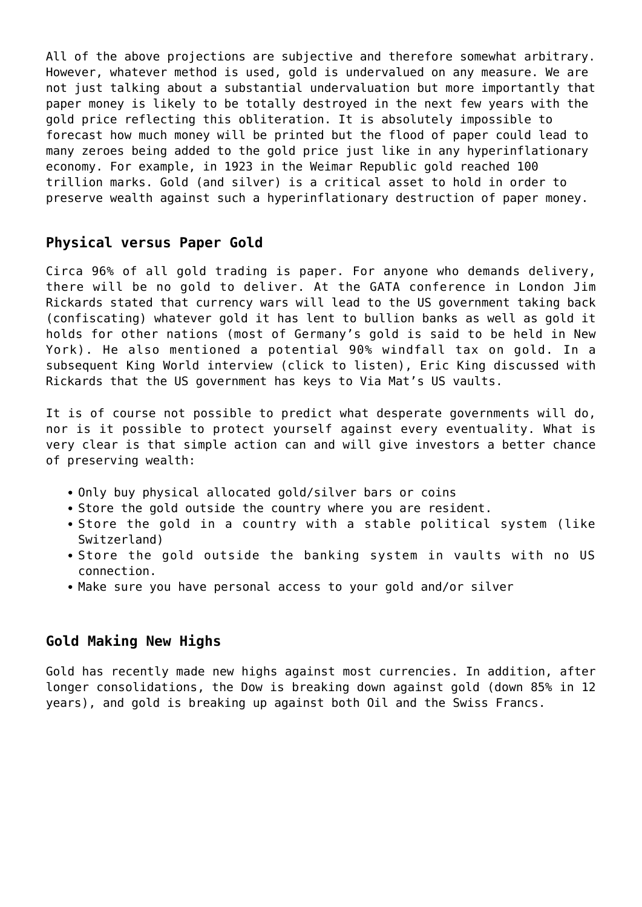All of the above projections are subjective and therefore somewhat arbitrary. However, whatever method is used, gold is undervalued on any measure. We are not just talking about a substantial undervaluation but more importantly that paper money is likely to be totally destroyed in the next few years with the gold price reflecting this obliteration. It is absolutely impossible to forecast how much money will be printed but the flood of paper could lead to many zeroes being added to the gold price just like in any hyperinflationary economy. For example, in 1923 in the Weimar Republic gold reached 100 trillion marks. Gold (and silver) is a critical asset to hold in order to preserve wealth against such a hyperinflationary destruction of paper money.

## Physical versus Paper Gold

Circa 96% of all gold trading is paper. For anyone who demands delivery, there will be no gold to deliver. At the GATA conference in London Jim Rickards stated that currency wars will lead to the US government taking back (confiscating) whatever gold it has lent to bullion banks as well as gold it holds for other nations (most of Germany's gold is said to be held in New York). He also mentioned a potential 90% windfall tax on gold. In a subsequent King World interview (click to listen), Eric King discussed with Rickards that the US government has keys to Via Mat's US vaults.

It is of course not possible to predict what desperate governments will do, nor is it possible to protect yourself against every eventuality. What is very clear is that simple action can and will give investors a better chance of preserving wealth:

- Only buy physical allocated gold/silver bars or coins
- Store the gold outside the country where you are resident.
- Store the gold in a country with a stable political system (like Switzerland)
- Store the gold outside the banking system in vaults with no US connection.
- Make sure you have personal access to your gold and/or silver

## Gold Making New Highs

Gold has recently made new highs against most currencies. In addition, after longer consolidations, the Dow is breaking down against gold (down 85% in 12 years), and gold is breaking up against both Oil and the Swiss Francs.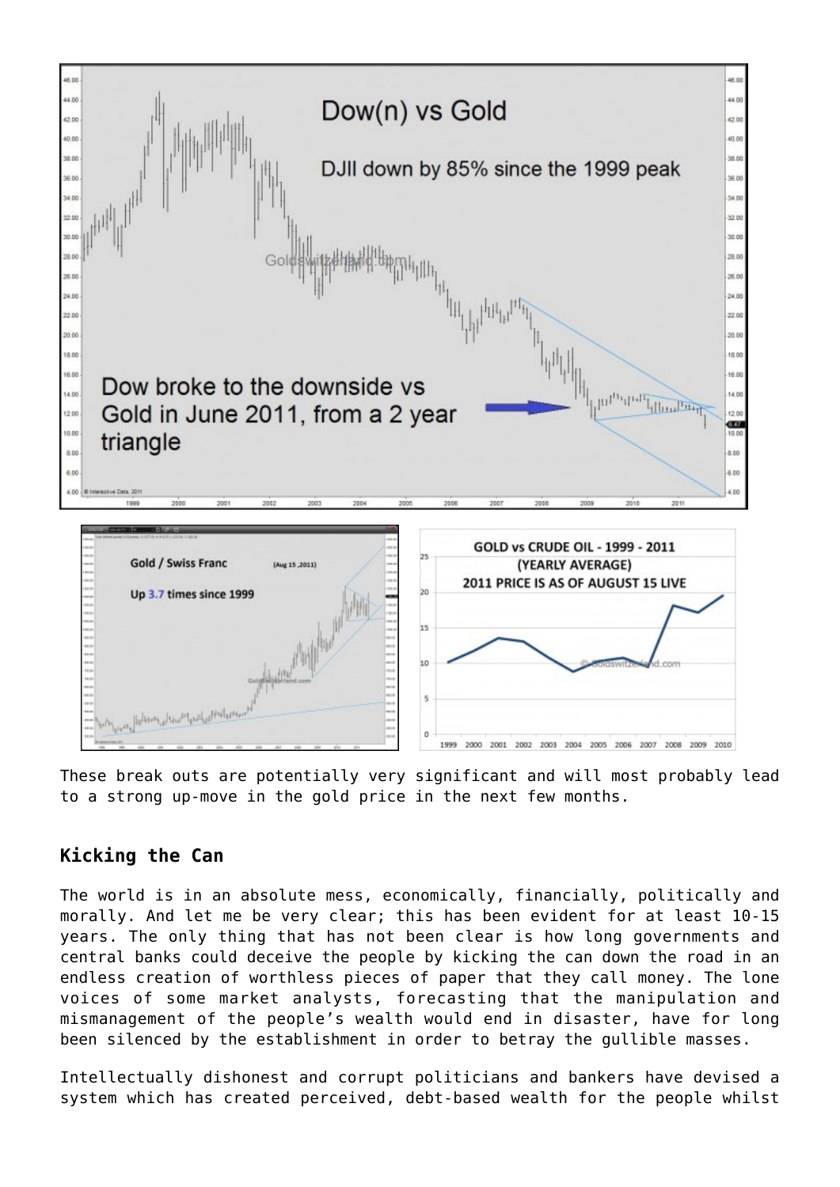These break outs are potentially very significant and will most probably lead to a strong up-move in the gold price in the next few months.

### Kicking the Can

The world is in an absolute mess, economically, financially, politically and morally. And let me be very clear; this has been evident for at least 10-15 years. The only thing that has not been clear is how long governments and central banks could deceive the people by kicking the can down the road in an endless creation of worthless pieces of paper that they call money. The lone voices of some market analysts, forecasting that the manipulation and mismanagement of the people's wealth would end in disaster, have for long been silenced by the establishment in order to betray the gullible masses.

Intellectually dishonest and corrupt politicians and bankers have devised a system which has created perceived, debt-based wealth for the people whilst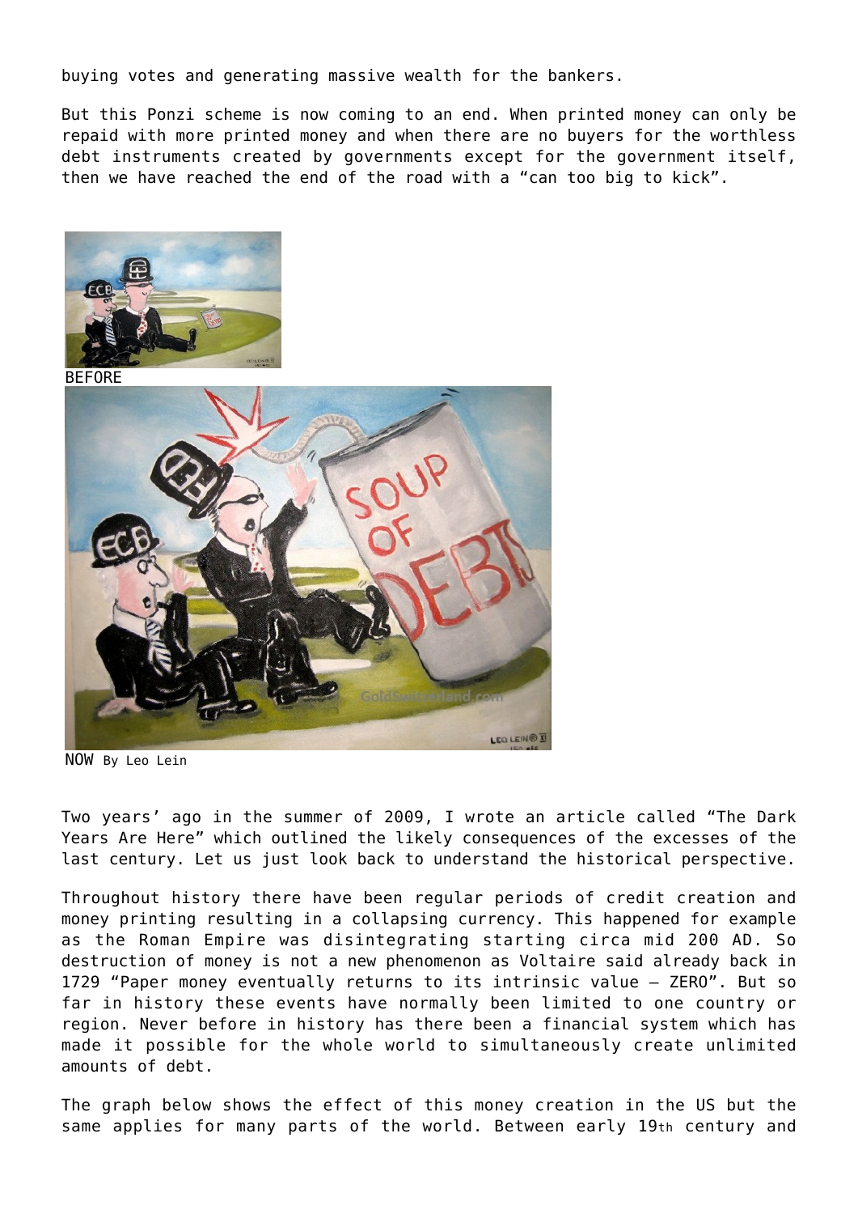buying votes and generating massive wealth for the bankers.

But this Ponzi scheme is now coming to an end. When printed money can only be repaid with more printed money and when there are no buyers for the worthless debt instruments created by governments except for the government itself, then we have reached the end of the road with a "can too big to kick".

BEFORE

NOW By Leo Lein

Two years' ago in the summer of 2009, I wrote an article called "The Dark Years Are Here" which outlined the likely consequences of the excesses of the last century. Let us just look back to understand the historical perspective.

Throughout history there have been regular periods of credit creation and money printing resulting in a collapsing currency. This happened for example as the Roman Empire was disintegrating starting circa mid 200 AD. So destruction of money is not a new phenomenon as Voltaire said already back in 1729 "Paper money eventually returns to its intrinsic value – ZERO". But so far in history these events have normally been limited to one country or region. Never before in history has there been a financial system which has made it possible for the whole world to simultaneously create unlimited amounts of debt.

The graph below shows the effect of this money creation in the US but the same applies for many parts of the world. Between early 19th century and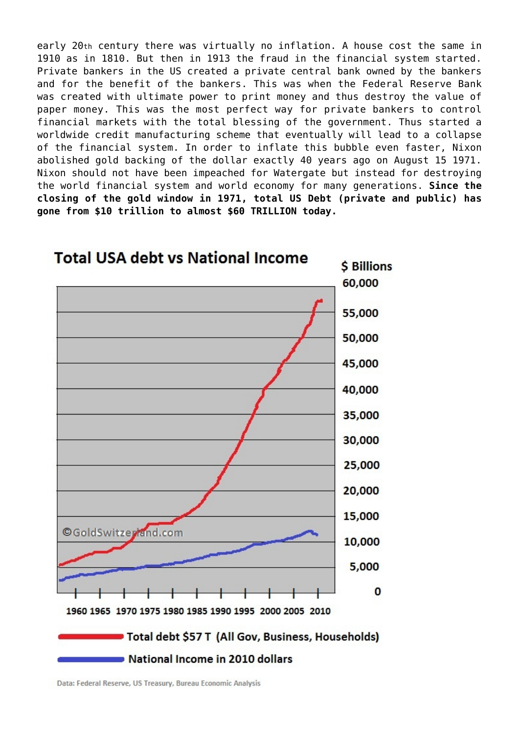early 20th century there was virtually no inflation. A house cost the same in 1910 as in 1810. But then in 1913 the fraud in the financial system started. Private bankers in the US created a private central bank owned by the bankers and for the benefit of the bankers. This was when the Federal Reserve Bank was created with ultimate power to print money and thus destroy the value of paper money. This was the most perfect way for private bankers to control financial markets with the total blessing of the government. Thus started a worldwide credit manufacturing scheme that eventually will lead to a collapse of the financial system. In order to inflate this bubble even faster, Nixon abolished gold backing of the dollar exactly 40 years ago on August 15 1971. Nixon should not have been impeached for Watergate but instead for destroying the world financial system and world economy for many generations. **Since the closing of the gold window in 1971, total US Debt (private and public) has gone from $10 trillion to almost $60 TRILLION today.**

**Total USA debt vs National Income**

$ Billions

Total debt $57 T (All Gov, Business, Households)

National Income in 2010 dollars

Data: Federal Reserve, US Treasury, Bureau Economic Analysis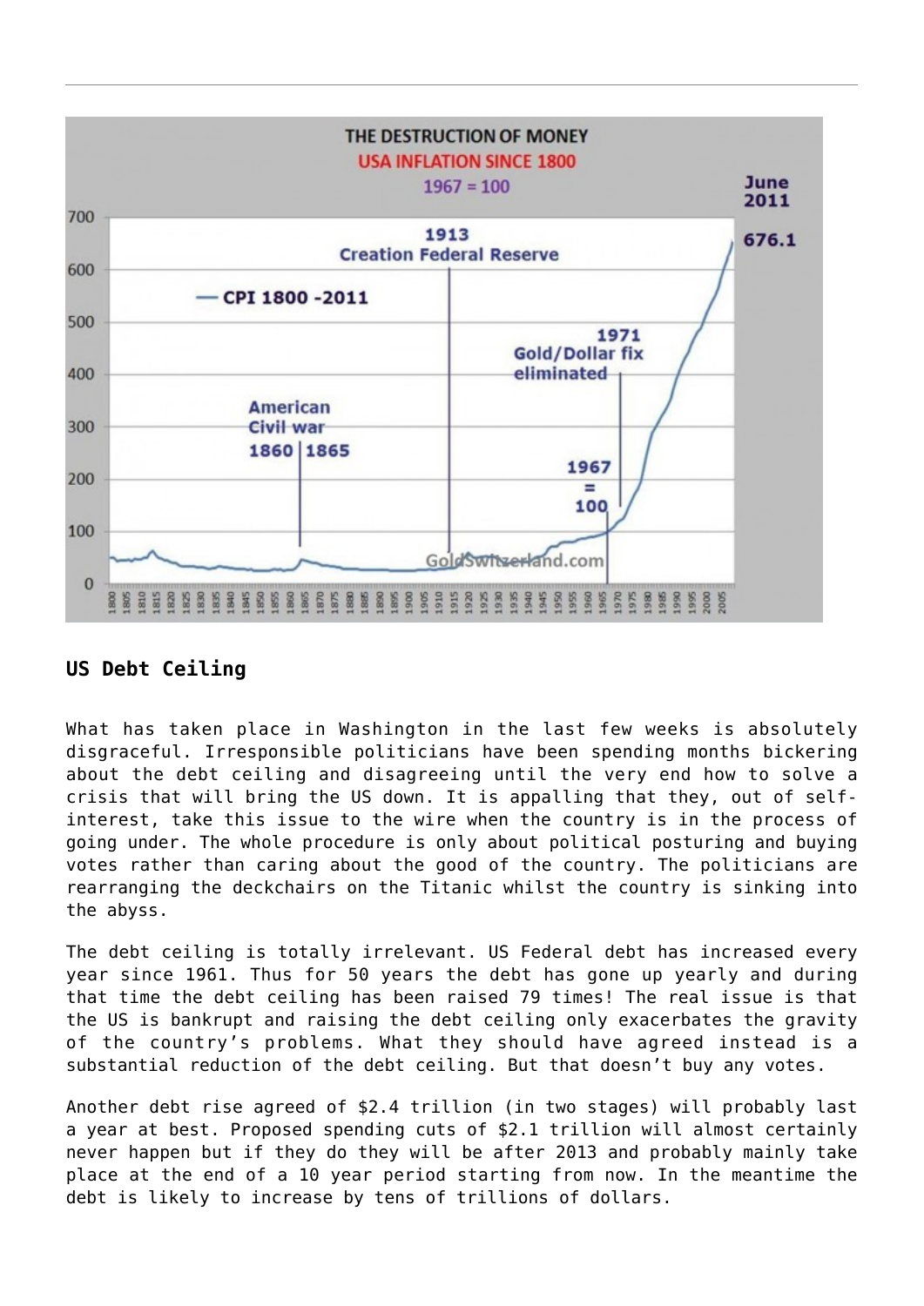## US Debt Ceiling

What has taken place in Washington in the last few weeks is absolutely disgraceful. Irresponsible politicians have been spending months bickering about the debt ceiling and disagreeing until the very end how to solve a crisis that will bring the US down. It is appalling that they, out of self-interest, take this issue to the wire when the country is in the process of going under. The whole procedure is only about political posturing and buying votes rather than caring about the good of the country. The politicians are rearranging the deckchairs on the Titanic whilst the country is sinking into the abyss.

The debt ceiling is totally irrelevant. US Federal debt has increased every year since 1961. Thus for 50 years the debt has gone up yearly and during that time the debt ceiling has been raised 79 times! The real issue is that the US is bankrupt and raising the debt ceiling only exacerbates the gravity of the country's problems. What they should have agreed instead is a substantial reduction of the debt ceiling. But that doesn't buy any votes.

Another debt rise agreed of $2.4 trillion (in two stages) will probably last a year at best. Proposed spending cuts of $2.1 trillion will almost certainly never happen but if they do they will be after 2013 and probably mainly take place at the end of a 10 year period starting from now. In the meantime the debt is likely to increase by tens of trillions of dollars.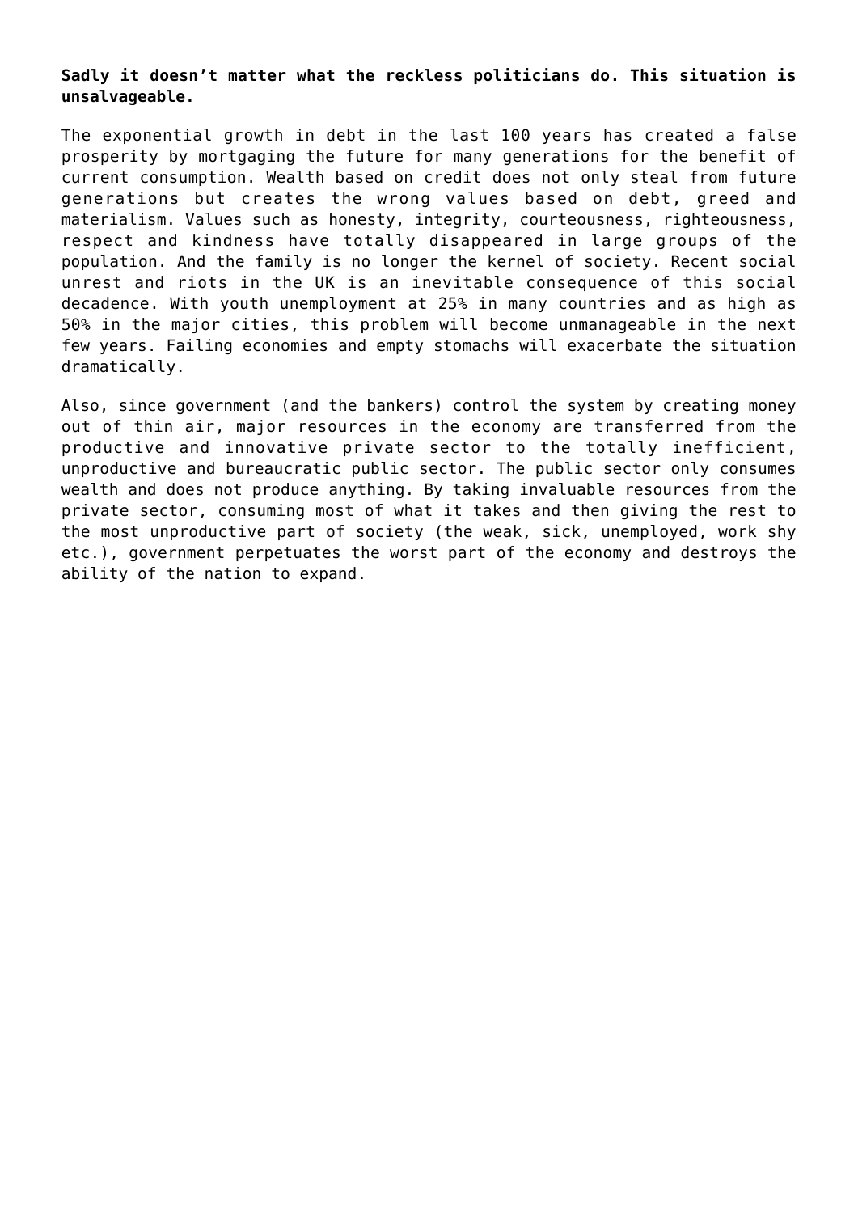**Sadly it doesn't matter what the reckless politicians do. This situation is unsalvageable.**

The exponential growth in debt in the last 100 years has created a false prosperity by mortgaging the future for many generations for the benefit of current consumption. Wealth based on credit does not only steal from future generations but creates the wrong values based on debt, greed and materialism. Values such as honesty, integrity, courteousness, righteousness, respect and kindness have totally disappeared in large groups of the population. And the family is no longer the kernel of society. Recent social unrest and riots in the UK is an inevitable consequence of this social decadence. With youth unemployment at 25% in many countries and as high as 50% in the major cities, this problem will become unmanageable in the next few years. Failing economies and empty stomachs will exacerbate the situation dramatically.

Also, since government (and the bankers) control the system by creating money out of thin air, major resources in the economy are transferred from the productive and innovative private sector to the totally inefficient, unproductive and bureaucratic public sector. The public sector only consumes wealth and does not produce anything. By taking invaluable resources from the private sector, consuming most of what it takes and then giving the rest to the most unproductive part of society (the weak, sick, unemployed, work shy etc.), government perpetuates the worst part of the economy and destroys the ability of the nation to expand.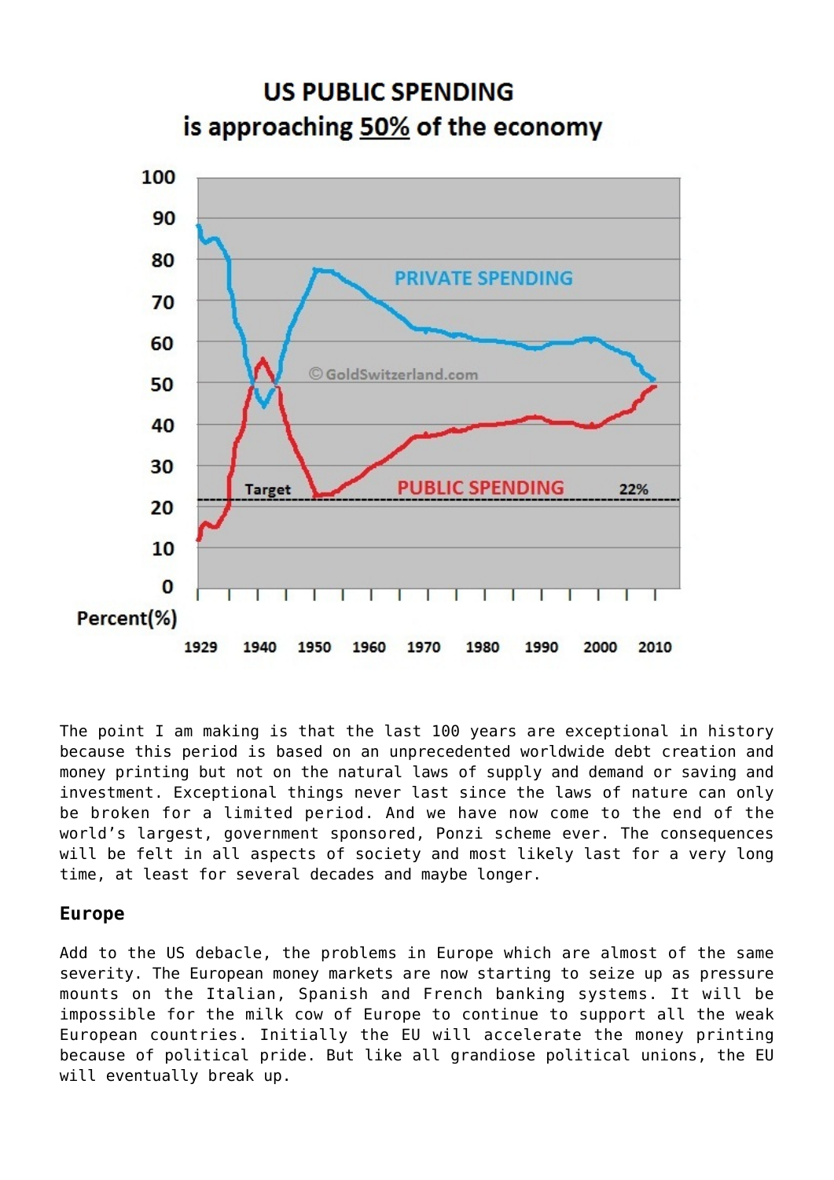## US PUBLIC SPENDING is approaching 50% of the economy

The point I am making is that the last 100 years are exceptional in history because this period is based on an unprecedented worldwide debt creation and money printing but not on the natural laws of supply and demand or saving and investment. Exceptional things never last since the laws of nature can only be broken for a limited period. And we have now come to the end of the world's largest, government sponsored, Ponzi scheme ever. The consequences will be felt in all aspects of society and most likely last for a very long time, at least for several decades and maybe longer.

### Europe

Add to the US debacle, the problems in Europe which are almost of the same severity. The European money markets are now starting to seize up as pressure mounts on the Italian, Spanish and French banking systems. It will be impossible for the milk cow of Europe to continue to support all the weak European countries. Initially the EU will accelerate the money printing because of political pride. But like all grandiose political unions, the EU will eventually break up.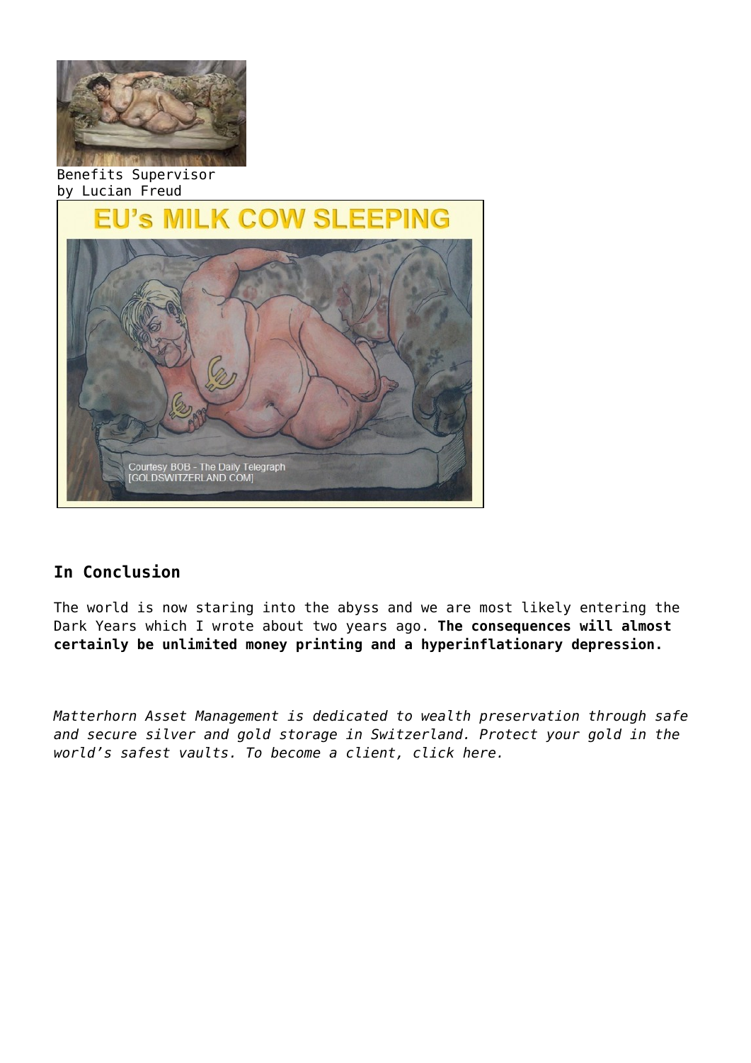Benefits Supervisor
by Lucian Freud

## In Conclusion

The world is now staring into the abyss and we are most likely entering the Dark Years which I wrote about two years ago. **The consequences will almost certainly be unlimited money printing and a hyperinflationary depression.**

*Matterhorn Asset Management is dedicated to wealth preservation through safe and secure silver and gold storage in Switzerland. Protect your gold in the world's safest vaults. To become a client, click here.*